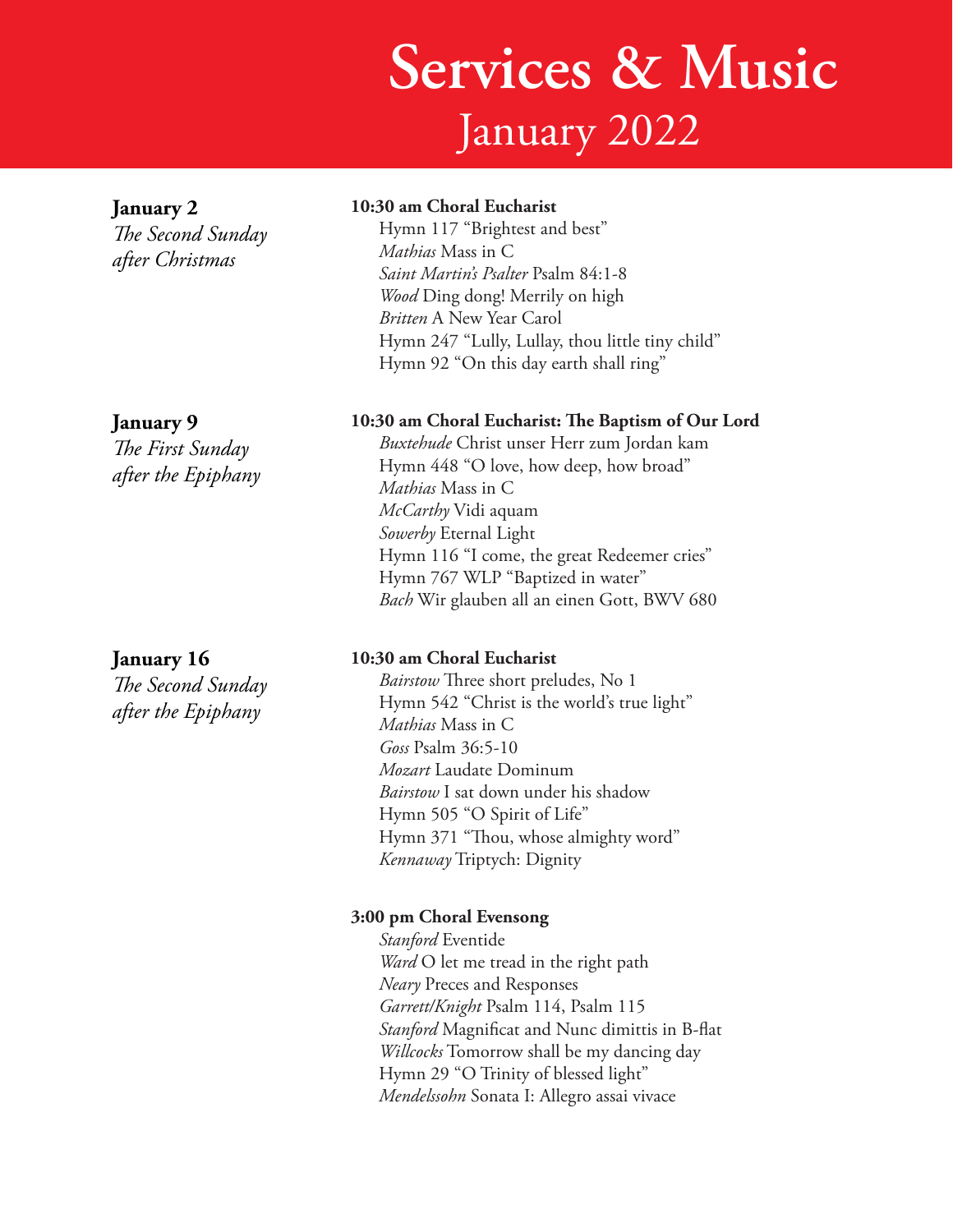# Services & Music

## January 2022

**January 2**
*The Second Sunday after Christmas*

**10:30 am Choral Eucharist**
Hymn 117 "Brightest and best"
*Mathias* Mass in C
*Saint Martin's Psalter* Psalm 84:1-8
*Wood* Ding dong! Merrily on high
*Britten* A New Year Carol
Hymn 247 "Lully, Lullay, thou little tiny child"
Hymn 92 "On this day earth shall ring"

**January 9**
*The First Sunday after the Epiphany*

**10:30 am Choral Eucharist: The Baptism of Our Lord**
*Buxtehude* Christ unser Herr zum Jordan kam
Hymn 448 "O love, how deep, how broad"
*Mathias* Mass in C
*McCarthy* Vidi aquam
*Sowerby* Eternal Light
Hymn 116 "I come, the great Redeemer cries"
Hymn 767 WLP "Baptized in water"
*Bach* Wir glauben all an einen Gott, BWV 680

**January 16**
*The Second Sunday after the Epiphany*

**10:30 am Choral Eucharist**
*Bairstow* Three short preludes, No 1
Hymn 542 "Christ is the world's true light"
*Mathias* Mass in C
*Goss* Psalm 36:5-10
*Mozart* Laudate Dominum
*Bairstow* I sat down under his shadow
Hymn 505 "O Spirit of Life"
Hymn 371 "Thou, whose almighty word"
*Kennaway* Triptych: Dignity

**3:00 pm Choral Evensong**
*Stanford* Eventide
*Ward* O let me tread in the right path
*Neary* Preces and Responses
*Garrett/Knight* Psalm 114, Psalm 115
*Stanford* Magnificat and Nunc dimittis in B-flat
*Willcocks* Tomorrow shall be my dancing day
Hymn 29 "O Trinity of blessed light"
*Mendelssohn* Sonata I: Allegro assai vivace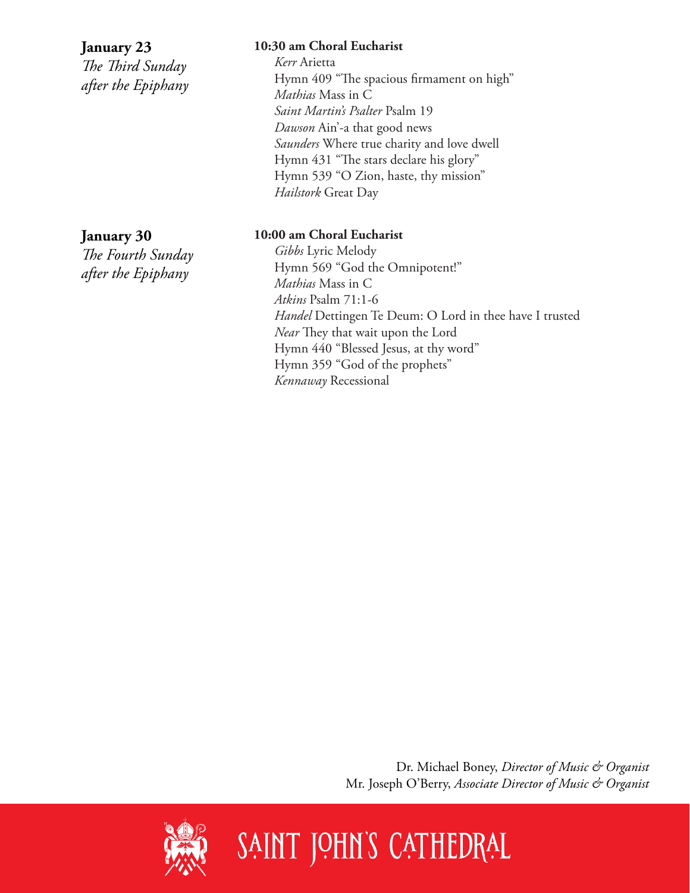**January 23**
*The Third Sunday after the Epiphany*

**10:30 am Choral Eucharist**

*Kerr* Arietta
Hymn 409 "The spacious firmament on high"
*Mathias* Mass in C
*Saint Martin's Psalter* Psalm 19
*Dawson* Ain'-a that good news
*Saunders* Where true charity and love dwell
Hymn 431 "The stars declare his glory"
Hymn 539 "O Zion, haste, thy mission"
*Hailstork* Great Day

**January 30**
*The Fourth Sunday after the Epiphany*

**10:00 am Choral Eucharist**

*Gibbs* Lyric Melody
Hymn 569 "God the Omnipotent!"
*Mathias* Mass in C
*Atkins* Psalm 71:1-6
*Handel* Dettingen Te Deum: O Lord in thee have I trusted
*Near* They that wait upon the Lord
Hymn 440 "Blessed Jesus, at thy word"
Hymn 359 "God of the prophets"
*Kennaway* Recessional

Dr. Michael Boney, *Director of Music & Organist*
Mr. Joseph O'Berry, *Associate Director of Music & Organist*

SAINT JOHN'S CATHEDRAL